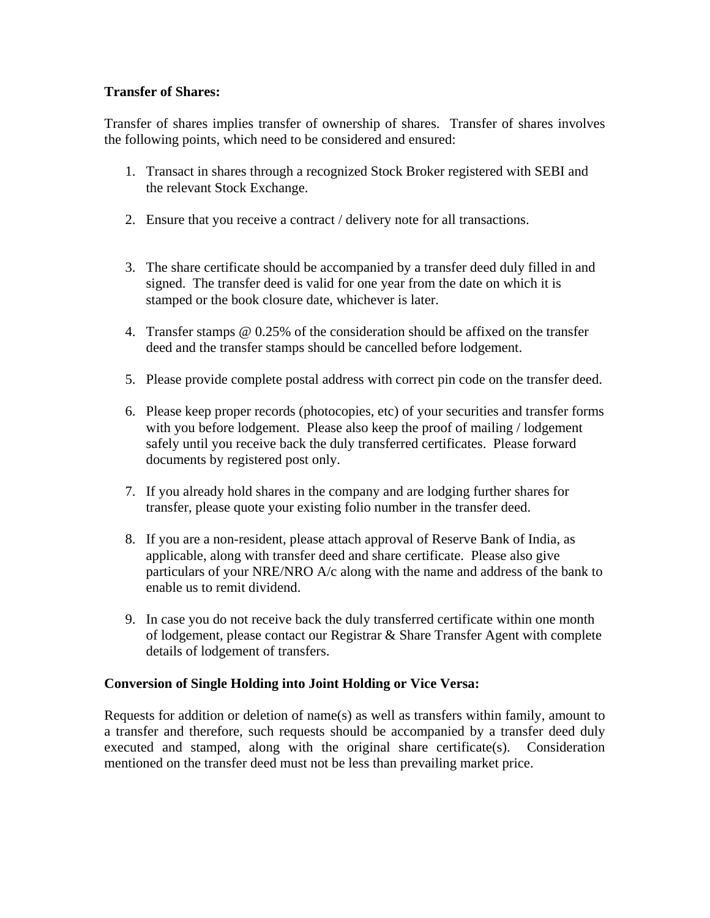**Transfer of Shares:**

Transfer of shares implies transfer of ownership of shares. Transfer of shares involves the following points, which need to be considered and ensured:

1. Transact in shares through a recognized Stock Broker registered with SEBI and the relevant Stock Exchange.

2. Ensure that you receive a contract / delivery note for all transactions.

3. The share certificate should be accompanied by a transfer deed duly filled in and signed. The transfer deed is valid for one year from the date on which it is stamped or the book closure date, whichever is later.

4. Transfer stamps @ 0.25% of the consideration should be affixed on the transfer deed and the transfer stamps should be cancelled before lodgement.

5. Please provide complete postal address with correct pin code on the transfer deed.

6. Please keep proper records (photocopies, etc) of your securities and transfer forms with you before lodgement. Please also keep the proof of mailing / lodgement safely until you receive back the duly transferred certificates. Please forward documents by registered post only.

7. If you already hold shares in the company and are lodging further shares for transfer, please quote your existing folio number in the transfer deed.

8. If you are a non-resident, please attach approval of Reserve Bank of India, as applicable, along with transfer deed and share certificate. Please also give particulars of your NRE/NRO A/c along with the name and address of the bank to enable us to remit dividend.

9. In case you do not receive back the duly transferred certificate within one month of lodgement, please contact our Registrar & Share Transfer Agent with complete details of lodgement of transfers.

**Conversion of Single Holding into Joint Holding or Vice Versa:**

Requests for addition or deletion of name(s) as well as transfers within family, amount to a transfer and therefore, such requests should be accompanied by a transfer deed duly executed and stamped, along with the original share certificate(s). Consideration mentioned on the transfer deed must not be less than prevailing market price.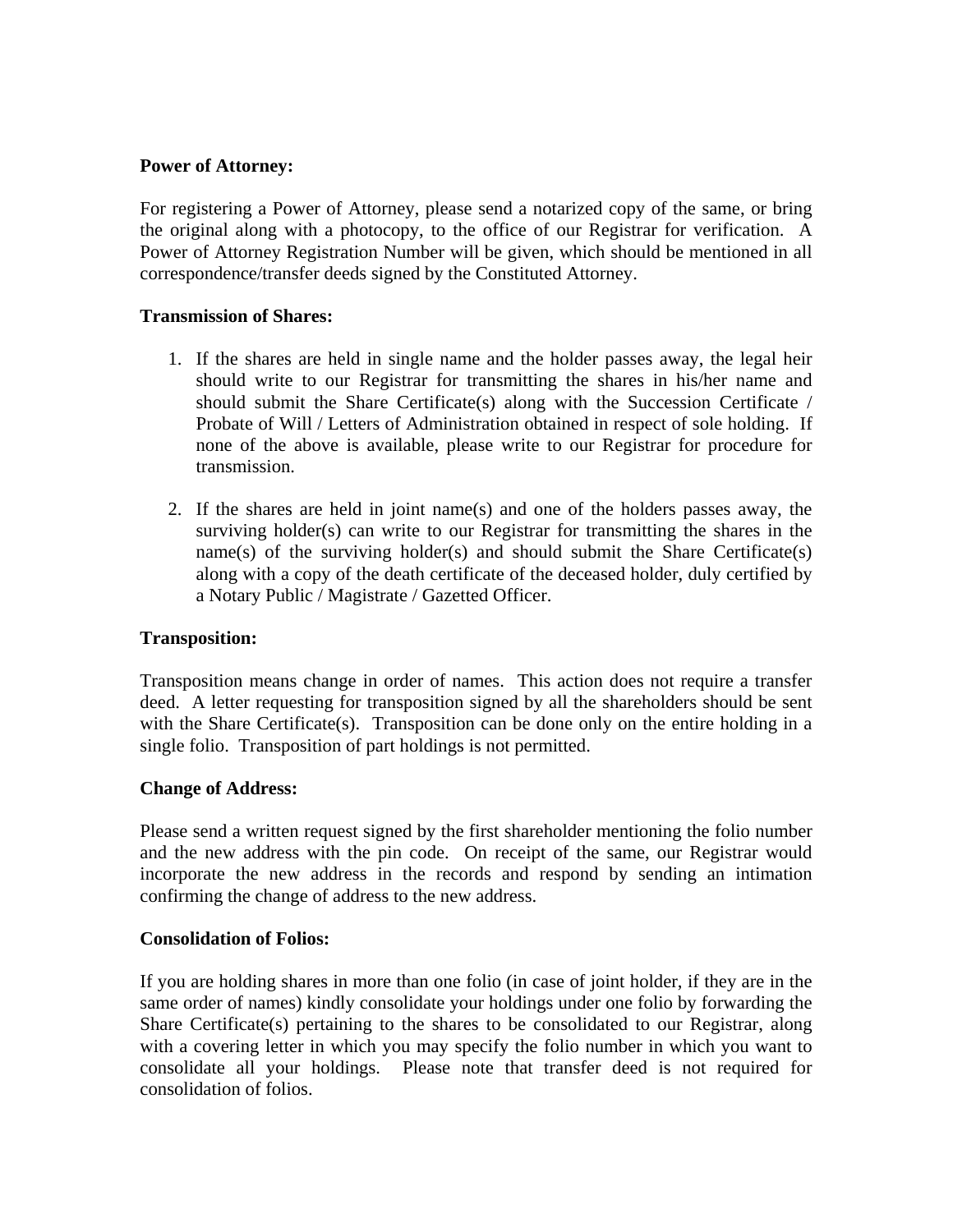**Power of Attorney:**

For registering a Power of Attorney, please send a notarized copy of the same, or bring the original along with a photocopy, to the office of our Registrar for verification. A Power of Attorney Registration Number will be given, which should be mentioned in all correspondence/transfer deeds signed by the Constituted Attorney.

**Transmission of Shares:**

1. If the shares are held in single name and the holder passes away, the legal heir should write to our Registrar for transmitting the shares in his/her name and should submit the Share Certificate(s) along with the Succession Certificate / Probate of Will / Letters of Administration obtained in respect of sole holding. If none of the above is available, please write to our Registrar for procedure for transmission.

2. If the shares are held in joint name(s) and one of the holders passes away, the surviving holder(s) can write to our Registrar for transmitting the shares in the name(s) of the surviving holder(s) and should submit the Share Certificate(s) along with a copy of the death certificate of the deceased holder, duly certified by a Notary Public / Magistrate / Gazetted Officer.

**Transposition:**

Transposition means change in order of names. This action does not require a transfer deed. A letter requesting for transposition signed by all the shareholders should be sent with the Share Certificate(s). Transposition can be done only on the entire holding in a single folio. Transposition of part holdings is not permitted.

**Change of Address:**

Please send a written request signed by the first shareholder mentioning the folio number and the new address with the pin code. On receipt of the same, our Registrar would incorporate the new address in the records and respond by sending an intimation confirming the change of address to the new address.

**Consolidation of Folios:**

If you are holding shares in more than one folio (in case of joint holder, if they are in the same order of names) kindly consolidate your holdings under one folio by forwarding the Share Certificate(s) pertaining to the shares to be consolidated to our Registrar, along with a covering letter in which you may specify the folio number in which you want to consolidate all your holdings. Please note that transfer deed is not required for consolidation of folios.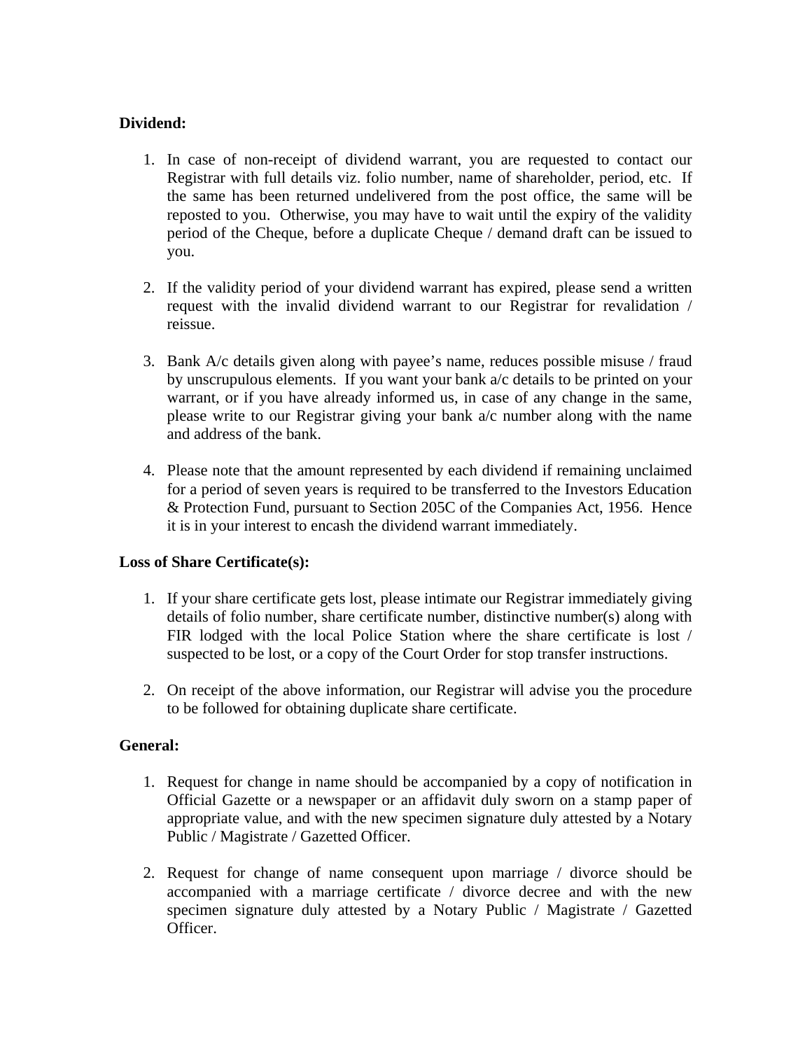**Dividend:**

1. In case of non-receipt of dividend warrant, you are requested to contact our Registrar with full details viz. folio number, name of shareholder, period, etc. If the same has been returned undelivered from the post office, the same will be reposted to you. Otherwise, you may have to wait until the expiry of the validity period of the Cheque, before a duplicate Cheque / demand draft can be issued to you.

2. If the validity period of your dividend warrant has expired, please send a written request with the invalid dividend warrant to our Registrar for revalidation / reissue.

3. Bank A/c details given along with payee's name, reduces possible misuse / fraud by unscrupulous elements. If you want your bank a/c details to be printed on your warrant, or if you have already informed us, in case of any change in the same, please write to our Registrar giving your bank a/c number along with the name and address of the bank.

4. Please note that the amount represented by each dividend if remaining unclaimed for a period of seven years is required to be transferred to the Investors Education & Protection Fund, pursuant to Section 205C of the Companies Act, 1956. Hence it is in your interest to encash the dividend warrant immediately.

**Loss of Share Certificate(s):**

1. If your share certificate gets lost, please intimate our Registrar immediately giving details of folio number, share certificate number, distinctive number(s) along with FIR lodged with the local Police Station where the share certificate is lost / suspected to be lost, or a copy of the Court Order for stop transfer instructions.

2. On receipt of the above information, our Registrar will advise you the procedure to be followed for obtaining duplicate share certificate.

**General:**

1. Request for change in name should be accompanied by a copy of notification in Official Gazette or a newspaper or an affidavit duly sworn on a stamp paper of appropriate value, and with the new specimen signature duly attested by a Notary Public / Magistrate / Gazetted Officer.

2. Request for change of name consequent upon marriage / divorce should be accompanied with a marriage certificate / divorce decree and with the new specimen signature duly attested by a Notary Public / Magistrate / Gazetted Officer.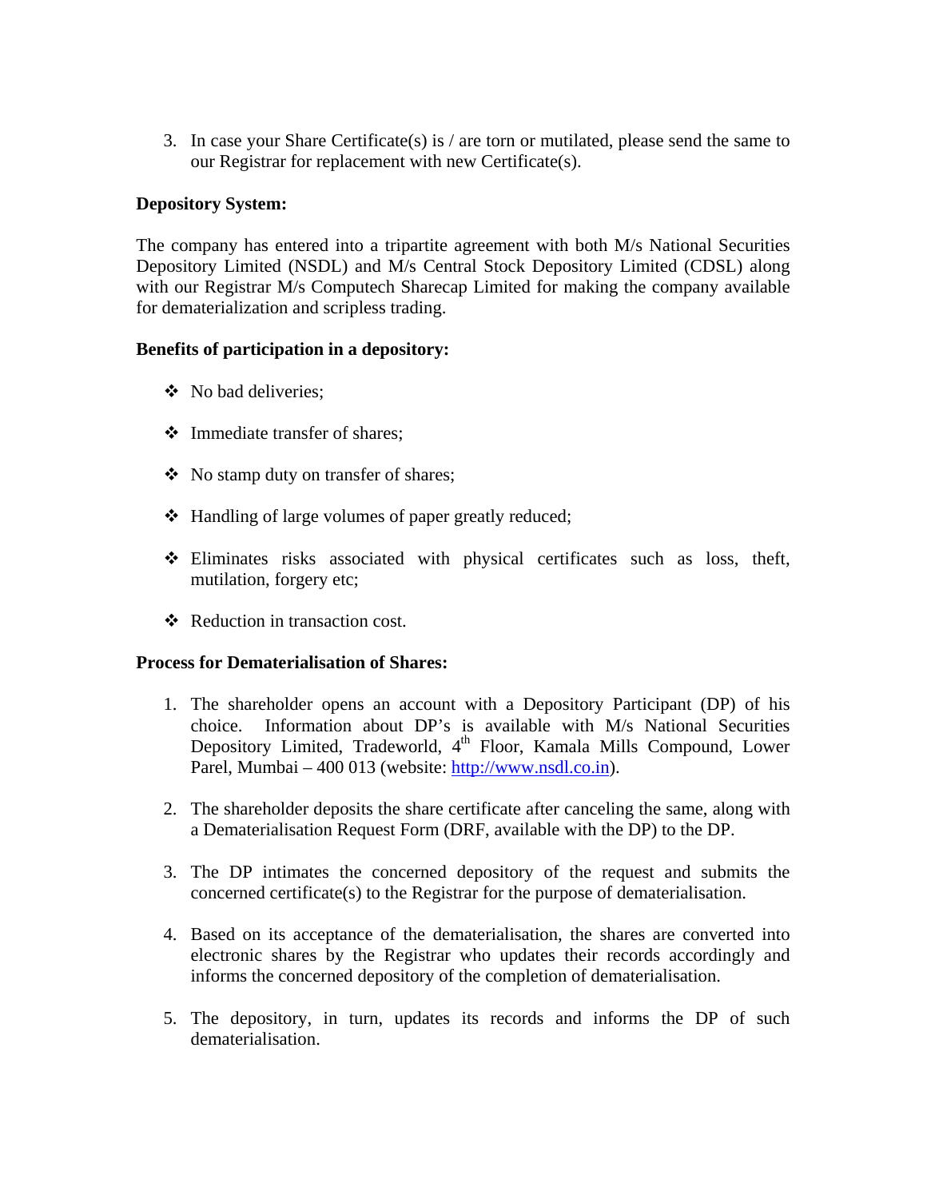3. In case your Share Certificate(s) is / are torn or mutilated, please send the same to our Registrar for replacement with new Certificate(s).

**Depository System:**

The company has entered into a tripartite agreement with both M/s National Securities Depository Limited (NSDL) and M/s Central Stock Depository Limited (CDSL) along with our Registrar M/s Computech Sharecap Limited for making the company available for dematerialization and scripless trading.

**Benefits of participation in a depository:**

- No bad deliveries;
- Immediate transfer of shares;
- No stamp duty on transfer of shares;
- Handling of large volumes of paper greatly reduced;
- Eliminates risks associated with physical certificates such as loss, theft, mutilation, forgery etc;
- Reduction in transaction cost.

**Process for Dematerialisation of Shares:**

1. The shareholder opens an account with a Depository Participant (DP) of his choice. Information about DP's is available with M/s National Securities Depository Limited, Tradeworld, 4th Floor, Kamala Mills Compound, Lower Parel, Mumbai – 400 013 (website: http://www.nsdl.co.in).

2. The shareholder deposits the share certificate after canceling the same, along with a Dematerialisation Request Form (DRF, available with the DP) to the DP.

3. The DP intimates the concerned depository of the request and submits the concerned certificate(s) to the Registrar for the purpose of dematerialisation.

4. Based on its acceptance of the dematerialisation, the shares are converted into electronic shares by the Registrar who updates their records accordingly and informs the concerned depository of the completion of dematerialisation.

5. The depository, in turn, updates its records and informs the DP of such dematerialisation.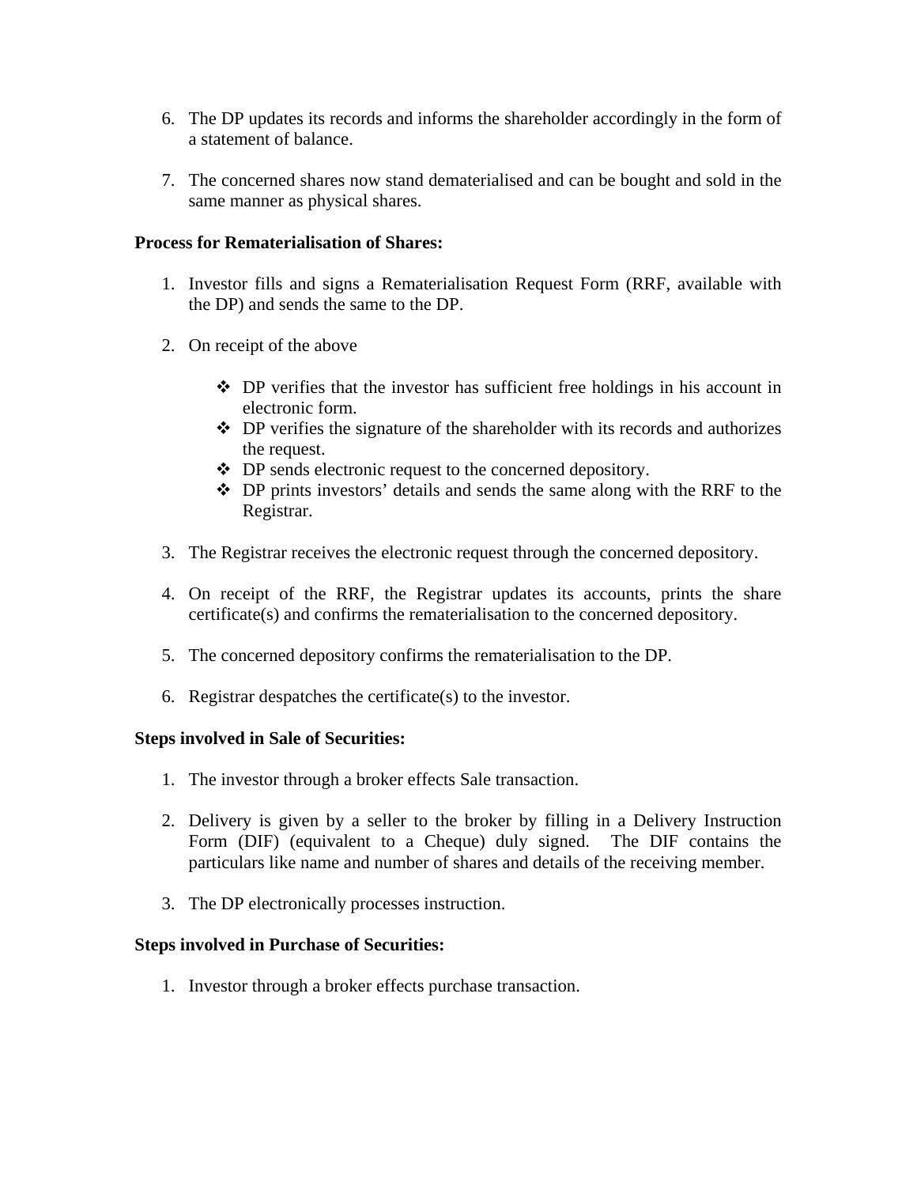6. The DP updates its records and informs the shareholder accordingly in the form of a statement of balance.

7. The concerned shares now stand dematerialised and can be bought and sold in the same manner as physical shares.

**Process for Rematerialisation of Shares:**

1. Investor fills and signs a Rematerialisation Request Form (RRF, available with the DP) and sends the same to the DP.

2. On receipt of the above

    - DP verifies that the investor has sufficient free holdings in his account in electronic form.
    - DP verifies the signature of the shareholder with its records and authorizes the request.
    - DP sends electronic request to the concerned depository.
    - DP prints investors' details and sends the same along with the RRF to the Registrar.

3. The Registrar receives the electronic request through the concerned depository.

4. On receipt of the RRF, the Registrar updates its accounts, prints the share certificate(s) and confirms the rematerialisation to the concerned depository.

5. The concerned depository confirms the rematerialisation to the DP.

6. Registrar despatches the certificate(s) to the investor.

**Steps involved in Sale of Securities:**

1. The investor through a broker effects Sale transaction.

2. Delivery is given by a seller to the broker by filling in a Delivery Instruction Form (DIF) (equivalent to a Cheque) duly signed. The DIF contains the particulars like name and number of shares and details of the receiving member.

3. The DP electronically processes instruction.

**Steps involved in Purchase of Securities:**

1. Investor through a broker effects purchase transaction.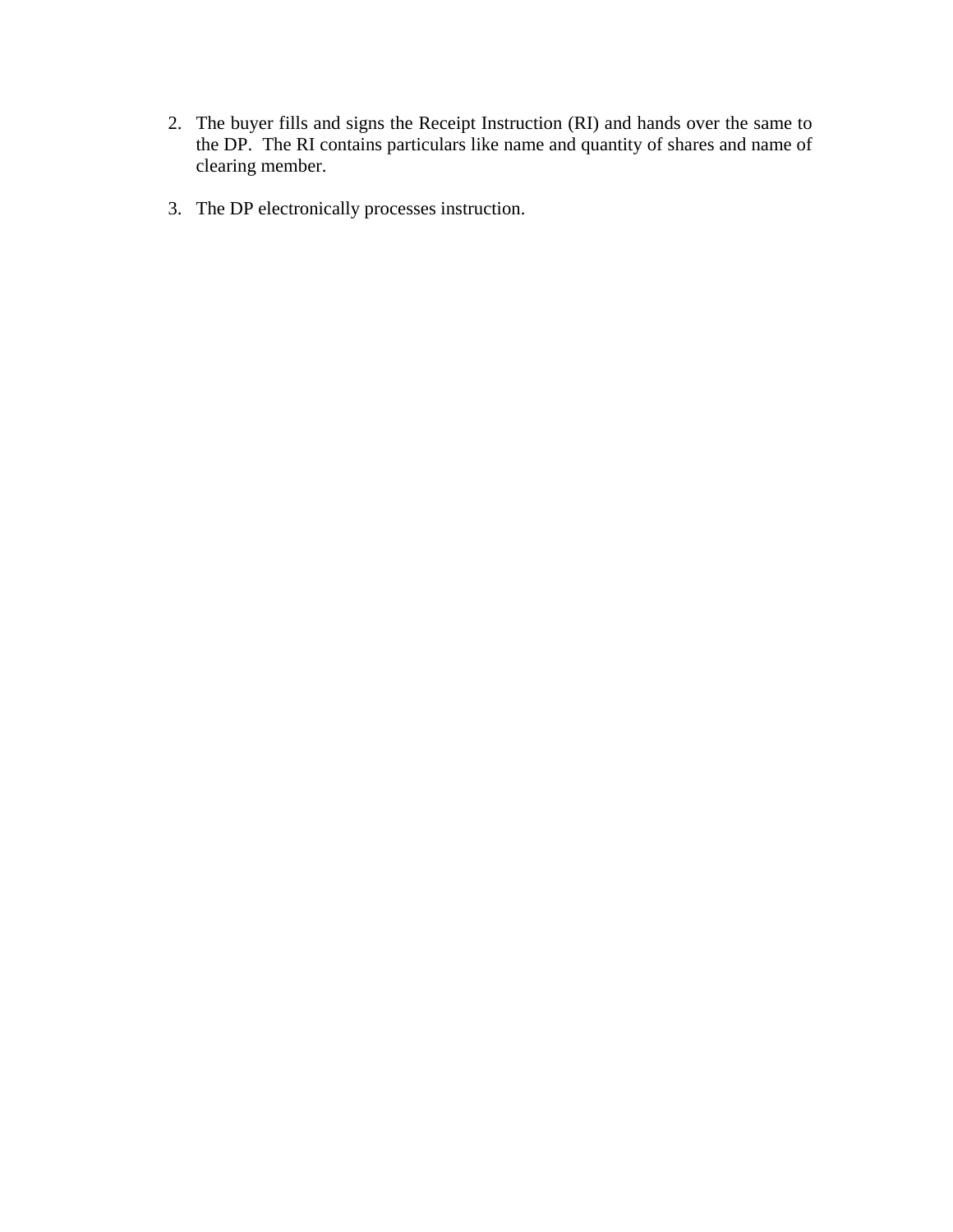2. The buyer fills and signs the Receipt Instruction (RI) and hands over the same to the DP. The RI contains particulars like name and quantity of shares and name of clearing member.

3. The DP electronically processes instruction.